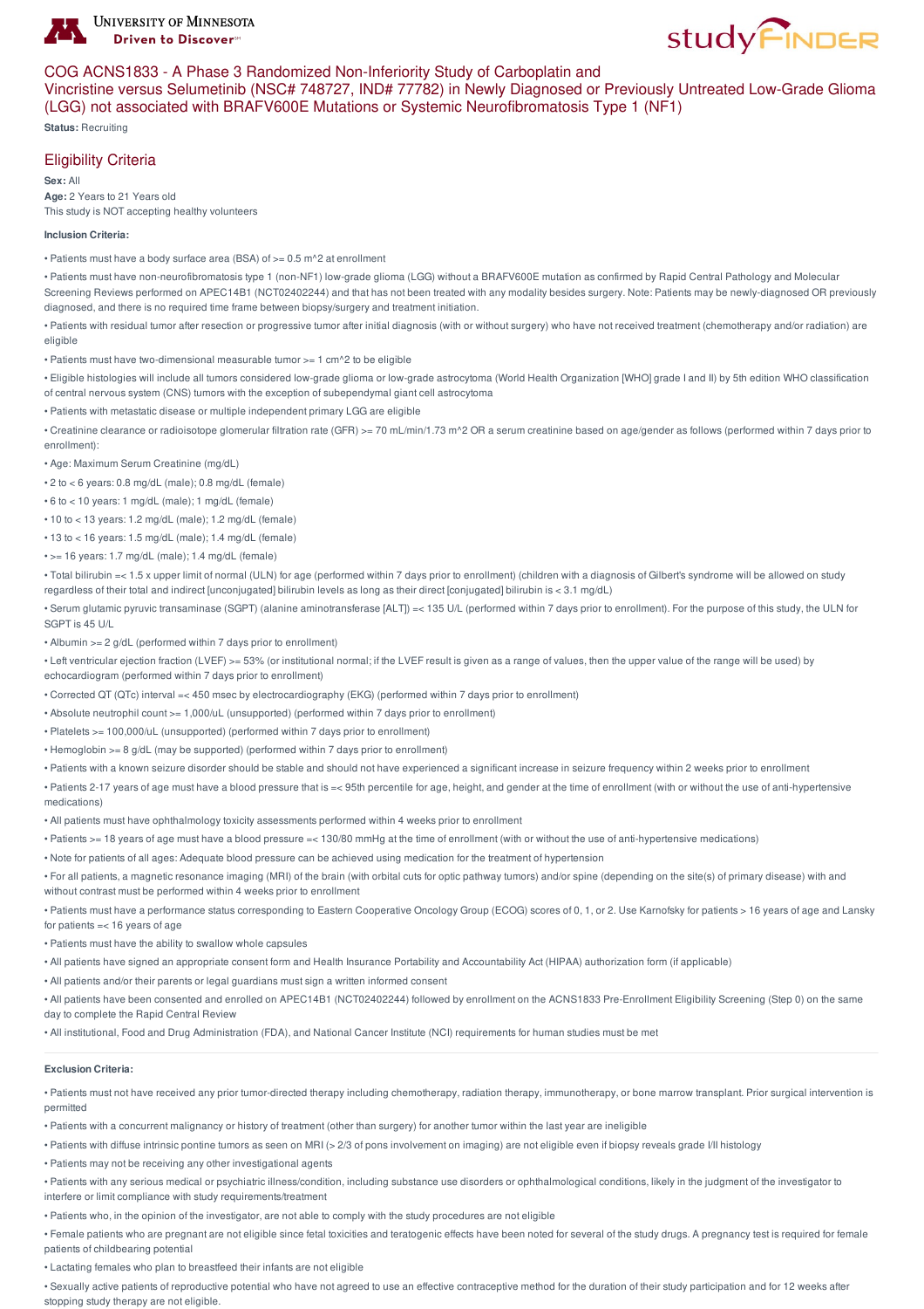# COG ACNS1833 - A Phase 3 Randomized Non-Inferiority Study of Carboplatin and Vincristine versus Selumetinib (NSC# 748727, IND# 77782) in Newly Diagnosed or Previously Untreated Low-Grade Glioma (LGG) not associated with BRAFV600E Mutations or Systemic Neurofibromatosis Type 1 (NF1)

**Status:** Recruiting

## Eligibility Criteria

**Sex:** All
**Age:** 2 Years to 21 Years old
This study is NOT accepting healthy volunteers

**Inclusion Criteria:**

- Patients must have a body surface area (BSA) of >= 0.5 m^2 at enrollment
- Patients must have non-neurofibromatosis type 1 (non-NF1) low-grade glioma (LGG) without a BRAFV600E mutation as confirmed by Rapid Central Pathology and Molecular Screening Reviews performed on APEC14B1 (NCT02402244) and that has not been treated with any modality besides surgery. Note: Patients may be newly-diagnosed OR previously diagnosed, and there is no required time frame between biopsy/surgery and treatment initiation.
- Patients with residual tumor after resection or progressive tumor after initial diagnosis (with or without surgery) who have not received treatment (chemotherapy and/or radiation) are eligible
- Patients must have two-dimensional measurable tumor >= 1 cm^2 to be eligible
- Eligible histologies will include all tumors considered low-grade glioma or low-grade astrocytoma (World Health Organization [WHO] grade I and II) by 5th edition WHO classification of central nervous system (CNS) tumors with the exception of subependymal giant cell astrocytoma
- Patients with metastatic disease or multiple independent primary LGG are eligible
- Creatinine clearance or radioisotope glomerular filtration rate (GFR) >= 70 mL/min/1.73 m^2 OR a serum creatinine based on age/gender as follows (performed within 7 days prior to enrollment):
- Age: Maximum Serum Creatinine (mg/dL)
- 2 to < 6 years: 0.8 mg/dL (male); 0.8 mg/dL (female)
- 6 to < 10 years: 1 mg/dL (male); 1 mg/dL (female)
- 10 to < 13 years: 1.2 mg/dL (male); 1.2 mg/dL (female)
- 13 to < 16 years: 1.5 mg/dL (male); 1.4 mg/dL (female)
- >= 16 years: 1.7 mg/dL (male); 1.4 mg/dL (female)
- Total bilirubin =< 1.5 x upper limit of normal (ULN) for age (performed within 7 days prior to enrollment) (children with a diagnosis of Gilbert's syndrome will be allowed on study regardless of their total and indirect [unconjugated] bilirubin levels as long as their direct [conjugated] bilirubin is < 3.1 mg/dL)
- Serum glutamic pyruvic transaminase (SGPT) (alanine aminotransferase [ALT]) =< 135 U/L (performed within 7 days prior to enrollment). For the purpose of this study, the ULN for SGPT is 45 U/L
- Albumin >= 2 g/dL (performed within 7 days prior to enrollment)
- Left ventricular ejection fraction (LVEF) >= 53% (or institutional normal; if the LVEF result is given as a range of values, then the upper value of the range will be used) by echocardiogram (performed within 7 days prior to enrollment)
- Corrected QT (QTc) interval =< 450 msec by electrocardiography (EKG) (performed within 7 days prior to enrollment)
- Absolute neutrophil count >= 1,000/uL (unsupported) (performed within 7 days prior to enrollment)
- Platelets >= 100,000/uL (unsupported) (performed within 7 days prior to enrollment)
- Hemoglobin >= 8 g/dL (may be supported) (performed within 7 days prior to enrollment)
- Patients with a known seizure disorder should be stable and should not have experienced a significant increase in seizure frequency within 2 weeks prior to enrollment
- Patients 2-17 years of age must have a blood pressure that is =< 95th percentile for age, height, and gender at the time of enrollment (with or without the use of anti-hypertensive medications)
- All patients must have ophthalmology toxicity assessments performed within 4 weeks prior to enrollment
- Patients >= 18 years of age must have a blood pressure =< 130/80 mmHg at the time of enrollment (with or without the use of anti-hypertensive medications)
- Note for patients of all ages: Adequate blood pressure can be achieved using medication for the treatment of hypertension
- For all patients, a magnetic resonance imaging (MRI) of the brain (with orbital cuts for optic pathway tumors) and/or spine (depending on the site(s) of primary disease) with and without contrast must be performed within 4 weeks prior to enrollment
- Patients must have a performance status corresponding to Eastern Cooperative Oncology Group (ECOG) scores of 0, 1, or 2. Use Karnofsky for patients > 16 years of age and Lansky for patients =< 16 years of age
- Patients must have the ability to swallow whole capsules
- All patients have signed an appropriate consent form and Health Insurance Portability and Accountability Act (HIPAA) authorization form (if applicable)
- All patients and/or their parents or legal guardians must sign a written informed consent
- All patients have been consented and enrolled on APEC14B1 (NCT02402244) followed by enrollment on the ACNS1833 Pre-Enrollment Eligibility Screening (Step 0) on the same day to complete the Rapid Central Review
- All institutional, Food and Drug Administration (FDA), and National Cancer Institute (NCI) requirements for human studies must be met

**Exclusion Criteria:**

- Patients must not have received any prior tumor-directed therapy including chemotherapy, radiation therapy, immunotherapy, or bone marrow transplant. Prior surgical intervention is permitted
- Patients with a concurrent malignancy or history of treatment (other than surgery) for another tumor within the last year are ineligible
- Patients with diffuse intrinsic pontine tumors as seen on MRI (> 2/3 of pons involvement on imaging) are not eligible even if biopsy reveals grade I/II histology
- Patients may not be receiving any other investigational agents
- Patients with any serious medical or psychiatric illness/condition, including substance use disorders or ophthalmological conditions, likely in the judgment of the investigator to interfere or limit compliance with study requirements/treatment
- Patients who, in the opinion of the investigator, are not able to comply with the study procedures are not eligible
- Female patients who are pregnant are not eligible since fetal toxicities and teratogenic effects have been noted for several of the study drugs. A pregnancy test is required for female patients of childbearing potential
- Lactating females who plan to breastfeed their infants are not eligible
- Sexually active patients of reproductive potential who have not agreed to use an effective contraceptive method for the duration of their study participation and for 12 weeks after stopping study therapy are not eligible.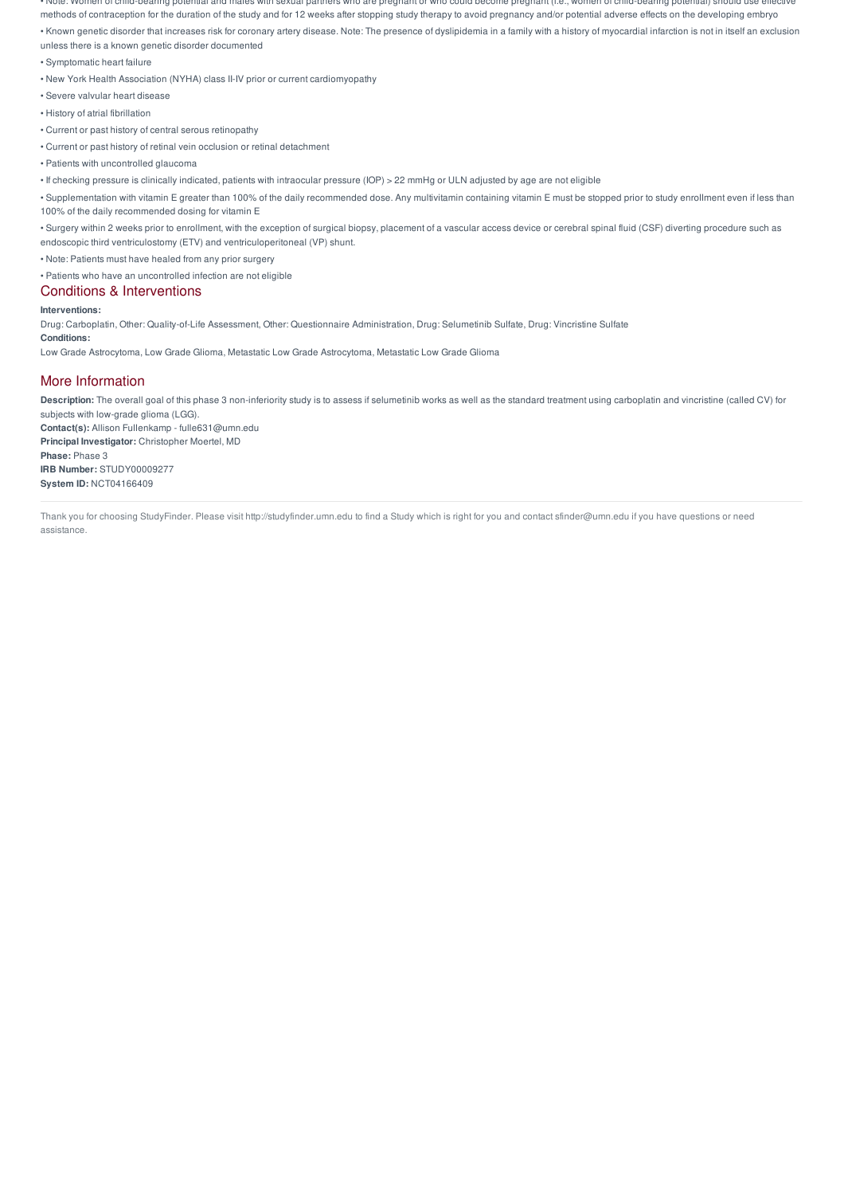• Note: Women of child-bearing potential and males with sexual partners who are pregnant or who could become pregnant (i.e., women of child-bearing potential) should use effective methods of contraception for the duration of the study and for 12 weeks after stopping study therapy to avoid pregnancy and/or potential adverse effects on the developing embryo

• Known genetic disorder that increases risk for coronary artery disease. Note: The presence of dyslipidemia in a family with a history of myocardial infarction is not in itself an exclusion unless there is a known genetic disorder documented

• Symptomatic heart failure

• New York Health Association (NYHA) class II-IV prior or current cardiomyopathy

• Severe valvular heart disease

• History of atrial fibrillation

• Current or past history of central serous retinopathy

• Current or past history of retinal vein occlusion or retinal detachment

• Patients with uncontrolled glaucoma

• If checking pressure is clinically indicated, patients with intraocular pressure (IOP) > 22 mmHg or ULN adjusted by age are not eligible

• Supplementation with vitamin E greater than 100% of the daily recommended dose. Any multivitamin containing vitamin E must be stopped prior to study enrollment even if less than 100% of the daily recommended dosing for vitamin E

• Surgery within 2 weeks prior to enrollment, with the exception of surgical biopsy, placement of a vascular access device or cerebral spinal fluid (CSF) diverting procedure such as endoscopic third ventriculostomy (ETV) and ventriculoperitoneal (VP) shunt.

• Note: Patients must have healed from any prior surgery

• Patients who have an uncontrolled infection are not eligible

## Conditions & Interventions

**Interventions:**

Drug: Carboplatin, Other: Quality-of-Life Assessment, Other: Questionnaire Administration, Drug: Selumetinib Sulfate, Drug: Vincristine Sulfate

**Conditions:**

Low Grade Astrocytoma, Low Grade Glioma, Metastatic Low Grade Astrocytoma, Metastatic Low Grade Glioma

## More Information

**Description:** The overall goal of this phase 3 non-inferiority study is to assess if selumetinib works as well as the standard treatment using carboplatin and vincristine (called CV) for subjects with low-grade glioma (LGG).

**Contact(s):** Allison Fullenkamp - fulle631@umn.edu

**Principal Investigator:** Christopher Moertel, MD

**Phase:** Phase 3

**IRB Number:** STUDY00009277

**System ID:** NCT04166409

Thank you for choosing StudyFinder. Please visit http://studyfinder.umn.edu to find a Study which is right for you and contact sfinder@umn.edu if you have questions or need assistance.